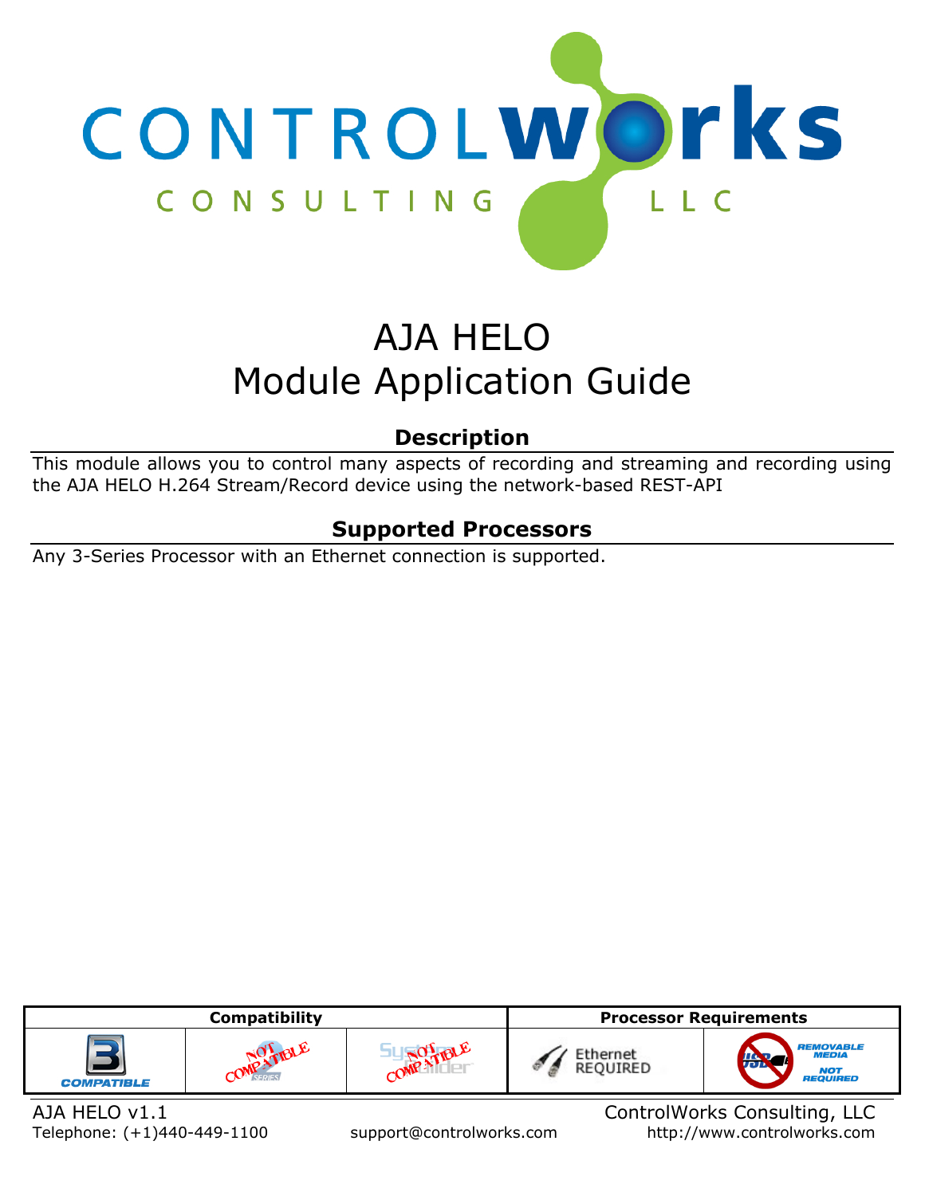# AJA HELO
# Module Application Guide

## Description

This module allows you to control many aspects of recording and streaming and recording using the AJA HELO H.264 Stream/Record device using the network-based REST-API

## Supported Processors

Any 3-Series Processor with an Ethernet connection is supported.

| Compatibility | | | Processor Requirements | |
|---|---|---|---|---|
| 3 COMPATIBLE | 2 SERIES NOT COMPATIBLE | SystemBuilder NOT COMPATIBLE | Ethernet REQUIRED | REMOVABLE MEDIA NOT REQUIRED |

AJA HELO v1.1 | ControlWorks Consulting, LLC
Telephone: (+1)440-449-1100 | support@controlworks.com | http://www.controlworks.com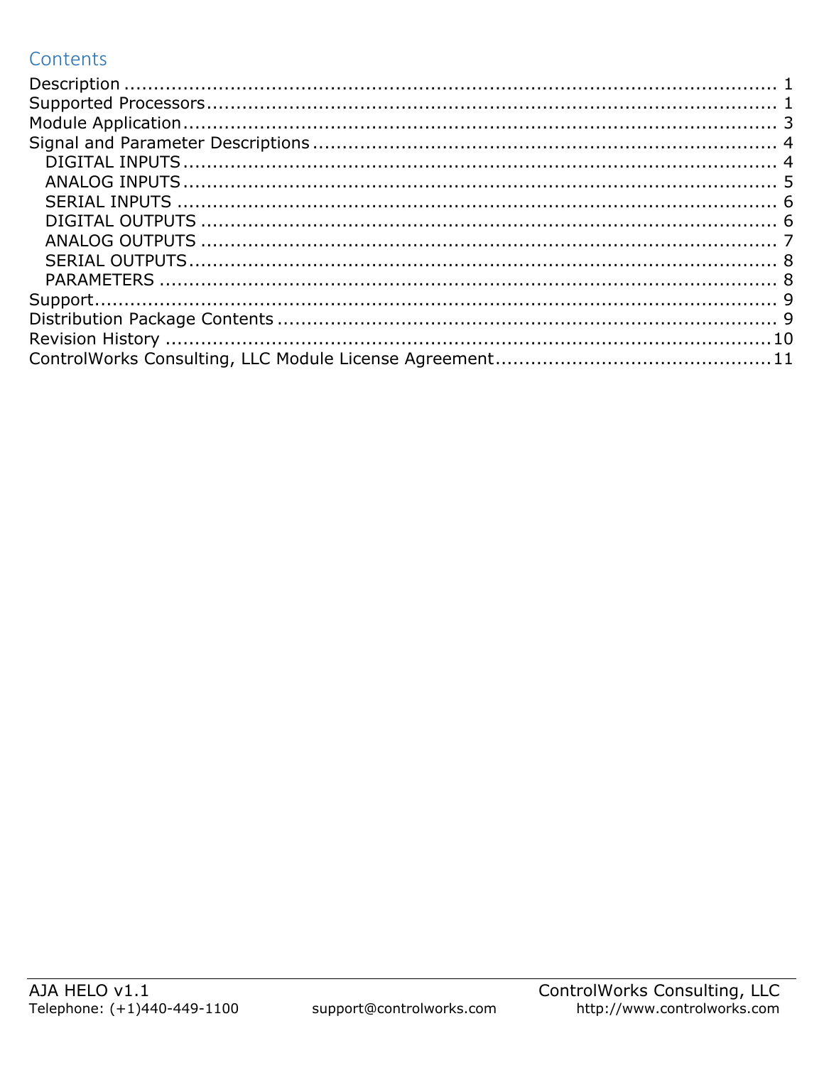## Contents

Description ........................................................................................................ 1
Supported Processors........................................................................................ 1
Module Application............................................................................................ 3
Signal and Parameter Descriptions ..................................................................... 4
  DIGITAL INPUTS ............................................................................................ 4
  ANALOG INPUTS ............................................................................................ 5
  SERIAL INPUTS .............................................................................................. 6
  DIGITAL OUTPUTS ......................................................................................... 6
  ANALOG OUTPUTS ......................................................................................... 7
  SERIAL OUTPUTS............................................................................................ 8
  PARAMETERS ................................................................................................. 8
Support............................................................................................................. 9
Distribution Package Contents ............................................................................ 9
Revision History ................................................................................................ 10
ControlWorks Consulting, LLC Module License Agreement ..................................... 11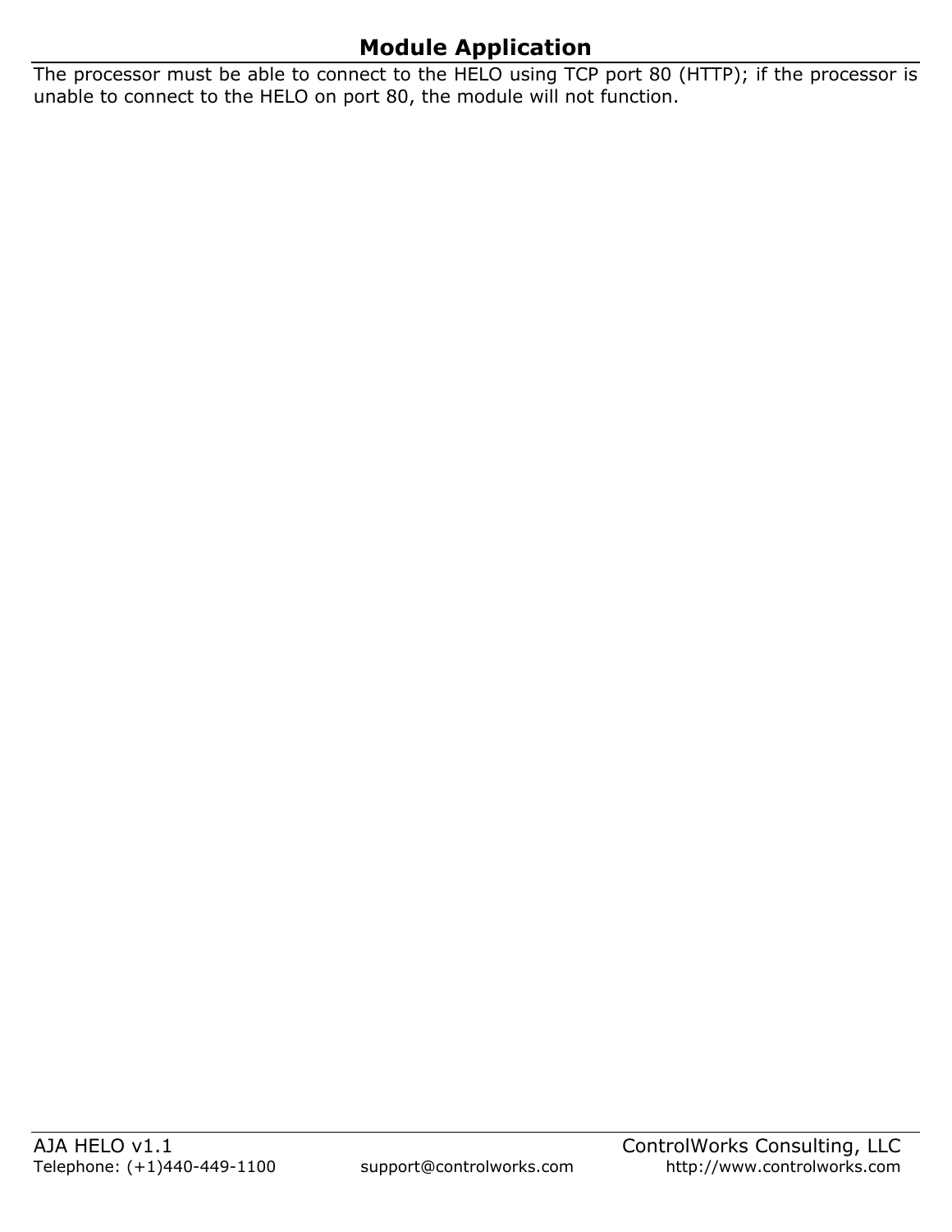## Module Application

The processor must be able to connect to the HELO using TCP port 80 (HTTP); if the processor is unable to connect to the HELO on port 80, the module will not function.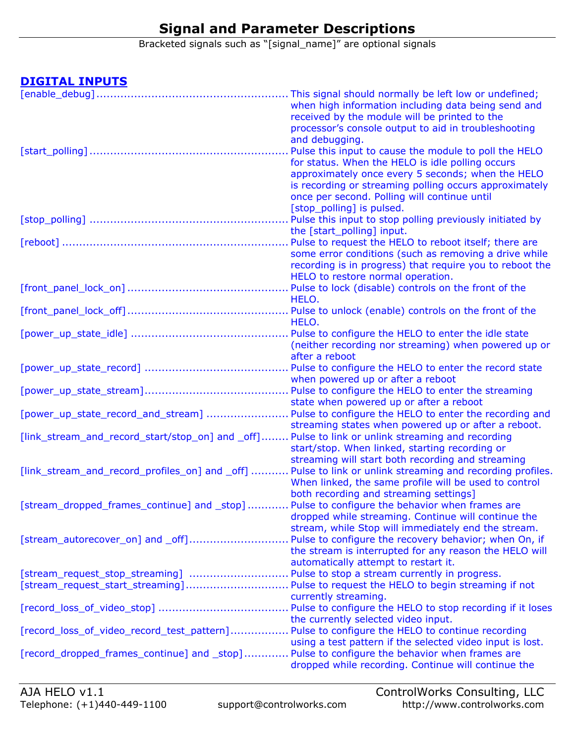# Signal and Parameter Descriptions

Bracketed signals such as "[signal_name]" are optional signals

## DIGITAL INPUTS

[enable_debug] ...................................................... This signal should normally be left low or undefined; when high information including data being send and received by the module will be printed to the processor's console output to aid in troubleshooting and debugging.

[start_polling] ...................................................... Pulse this input to cause the module to poll the HELO for status. When the HELO is idle polling occurs approximately once every 5 seconds; when the HELO is recording or streaming polling occurs approximately once per second. Polling will continue until [stop_polling] is pulsed.

[stop_polling] ...................................................... Pulse this input to stop polling previously initiated by the [start_polling] input.

[reboot] ...................................................... Pulse to request the HELO to reboot itself; there are some error conditions (such as removing a drive while recording is in progress) that require you to reboot the HELO to restore normal operation.

[front_panel_lock_on] ...................................................... Pulse to lock (disable) controls on the front of the HELO.

[front_panel_lock_off] ...................................................... Pulse to unlock (enable) controls on the front of the HELO.

[power_up_state_idle] ...................................................... Pulse to configure the HELO to enter the idle state (neither recording nor streaming) when powered up or after a reboot

[power_up_state_record] ...................................................... Pulse to configure the HELO to enter the record state when powered up or after a reboot

[power_up_state_stream] ...................................................... Pulse to configure the HELO to enter the streaming state when powered up or after a reboot

[power_up_state_record_and_stream] ...................................................... Pulse to configure the HELO to enter the recording and streaming states when powered up or after a reboot.

[link_stream_and_record_start/stop_on] and _off] ........ Pulse to link or unlink streaming and recording start/stop. When linked, starting recording or streaming will start both recording and streaming

[link_stream_and_record_profiles_on] and _off] ........... Pulse to link or unlink streaming and recording profiles. When linked, the same profile will be used to control both recording and streaming settings]

[stream_dropped_frames_continue] and _stop] ............ Pulse to configure the behavior when frames are dropped while streaming. Continue will continue the stream, while Stop will immediately end the stream.

[stream_autorecover_on] and _off] ............................ Pulse to configure the recovery behavior; when On, if the stream is interrupted for any reason the HELO will automatically attempt to restart it.

[stream_request_stop_streaming] ............................ Pulse to stop a stream currently in progress.

[stream_request_start_streaming] .............................. Pulse to request the HELO to begin streaming if not currently streaming.

[record_loss_of_video_stop] ..................................... Pulse to configure the HELO to stop recording if it loses the currently selected video input.

[record_loss_of_video_record_test_pattern] ................. Pulse to configure the HELO to continue recording using a test pattern if the selected video input is lost.

[record_dropped_frames_continue] and _stop] ............. Pulse to configure the behavior when frames are dropped while recording. Continue will continue the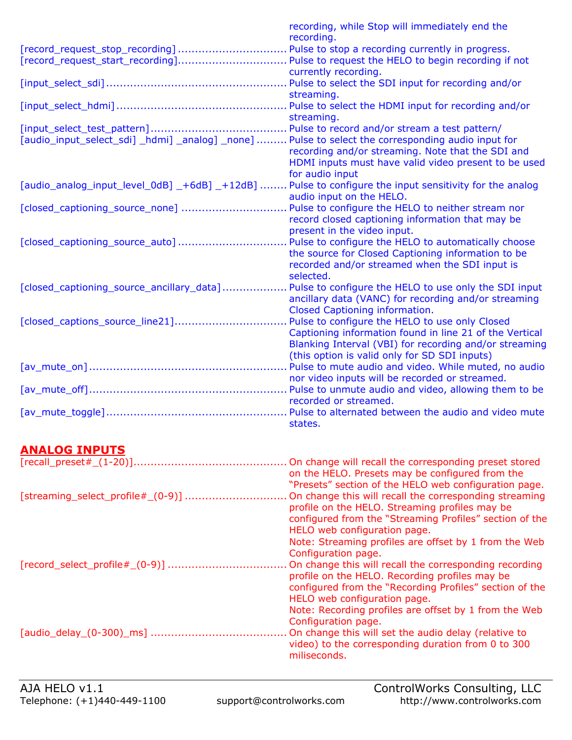recording, while Stop will immediately end the recording.

[record_request_stop_recording] ................................ Pulse to stop a recording currently in progress.

[record_request_start_recording]................................ Pulse to request the HELO to begin recording if not currently recording.

[input_select_sdi] .................................................... Pulse to select the SDI input for recording and/or streaming.

[input_select_hdmi] ................................................. Pulse to select the HDMI input for recording and/or streaming.

[input_select_test_pattern]....................................... Pulse to record and/or stream a test pattern/

[audio_input_select_sdi] _hdmi] _analog] _none] ......... Pulse to select the corresponding audio input for recording and/or streaming. Note that the SDI and HDMI inputs must have valid video present to be used for audio input

[audio_analog_input_level_0dB] _+6dB] _+12dB] ........ Pulse to configure the input sensitivity for the analog audio input on the HELO.

[closed_captioning_source_none] ............................... Pulse to configure the HELO to neither stream nor record closed captioning information that may be present in the video input.

[closed_captioning_source_auto] ................................ Pulse to configure the HELO to automatically choose the source for Closed Captioning information to be recorded and/or streamed when the SDI input is selected.

[closed_captioning_source_ancillary_data].................. Pulse to configure the HELO to use only the SDI input ancillary data (VANC) for recording and/or streaming Closed Captioning information.

[closed_captions_source_line21]................................ Pulse to configure the HELO to use only Closed Captioning information found in line 21 of the Vertical Blanking Interval (VBI) for recording and/or streaming (this option is valid only for SD SDI inputs)

[av_mute_on] ......................................................... Pulse to mute audio and video. While muted, no audio nor video inputs will be recorded or streamed.

[av_mute_off]......................................................... Pulse to unmute audio and video, allowing them to be recorded or streamed.

[av_mute_toggle] .................................................... Pulse to alternated between the audio and video mute states.

## ANALOG INPUTS

[recall_preset#_(1-20)]............................................. On change will recall the corresponding preset stored on the HELO. Presets may be configured from the “Presets” section of the HELO web configuration page.

[streaming_select_profile#_(0-9)] .............................. On change this will recall the corresponding streaming profile on the HELO. Streaming profiles may be configured from the “Streaming Profiles” section of the HELO web configuration page.
Note: Streaming profiles are offset by 1 from the Web Configuration page.

[record_select_profile#_(0-9)] .................................. On change this will recall the corresponding recording profile on the HELO. Recording profiles may be configured from the “Recording Profiles” section of the HELO web configuration page.
Note: Recording profiles are offset by 1 from the Web Configuration page.

[audio_delay_(0-300)_ms] ....................................... On change this will set the audio delay (relative to video) to the corresponding duration from 0 to 300 miliseconds.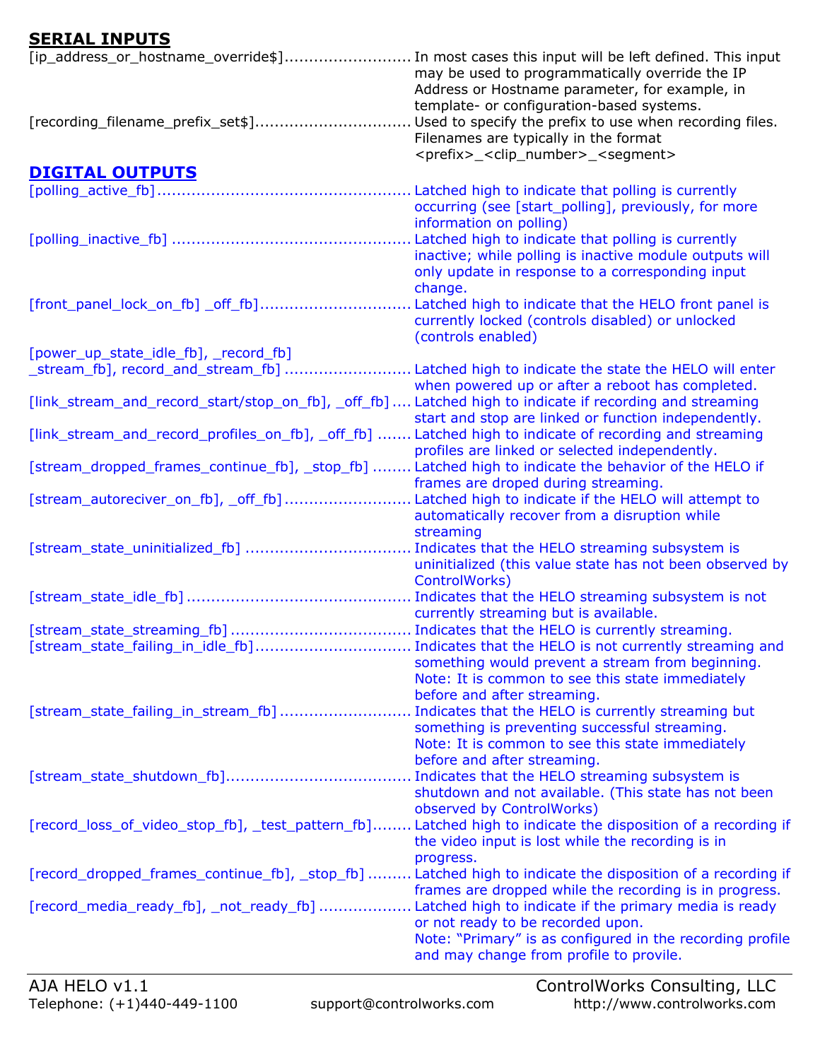## SERIAL INPUTS

[ip_address_or_hostname_override$].......................... In most cases this input will be left defined. This input may be used to programmatically override the IP Address or Hostname parameter, for example, in template- or configuration-based systems.

[recording_filename_prefix_set$]................................ Used to specify the prefix to use when recording files. Filenames are typically in the format <prefix>_<clip_number>_<segment>

## DIGITAL OUTPUTS

[polling_active_fb].................................................... Latched high to indicate that polling is currently occurring (see [start_polling], previously, for more information on polling)

[polling_inactive_fb] ................................................ Latched high to indicate that polling is currently inactive; while polling is inactive module outputs will only update in response to a corresponding input change.

[front_panel_lock_on_fb] _off_fb]............................... Latched high to indicate that the HELO front panel is currently locked (controls disabled) or unlocked (controls enabled)

[power_up_state_idle_fb], _record_fb] _stream_fb], record_and_stream_fb] .......................... Latched high to indicate the state the HELO will enter when powered up or after a reboot has completed.

[link_stream_and_record_start/stop_on_fb], _off_fb] .... Latched high to indicate if recording and streaming start and stop are linked or function independently.

[link_stream_and_record_profiles_on_fb], _off_fb] ....... Latched high to indicate of recording and streaming profiles are linked or selected independently.

[stream_dropped_frames_continue_fb], _stop_fb] ........ Latched high to indicate the behavior of the HELO if frames are droped during streaming.

[stream_autoreciver_on_fb], _off_fb].......................... Latched high to indicate if the HELO will attempt to automatically recover from a disruption while streaming

[stream_state_uninitialized_fb] .................................. Indicates that the HELO streaming subsystem is uninitialized (this value state has not been observed by ControlWorks)

[stream_state_idle_fb]............................................... Indicates that the HELO streaming subsystem is not currently streaming but is available.

[stream_state_streaming_fb]..................................... Indicates that the HELO is currently streaming.

[stream_state_failing_in_idle_fb]................................ Indicates that the HELO is not currently streaming and something would prevent a stream from beginning. Note: It is common to see this state immediately before and after streaming.

[stream_state_failing_in_stream_fb] ........................... Indicates that the HELO is currently streaming but something is preventing successful streaming. Note: It is common to see this state immediately before and after streaming.

[stream_state_shutdown_fb]...................................... Indicates that the HELO streaming subsystem is shutdown and not available. (This state has not been observed by ControlWorks)

[record_loss_of_video_stop_fb], _test_pattern_fb]........ Latched high to indicate the disposition of a recording if the video input is lost while the recording is in progress.

[record_dropped_frames_continue_fb], _stop_fb] ......... Latched high to indicate the disposition of a recording if frames are dropped while the recording is in progress.

[record_media_ready_fb], _not_ready_fb] ................... Latched high to indicate if the primary media is ready or not ready to be recorded upon. Note: "Primary" is as configured in the recording profile and may change from profile to provile.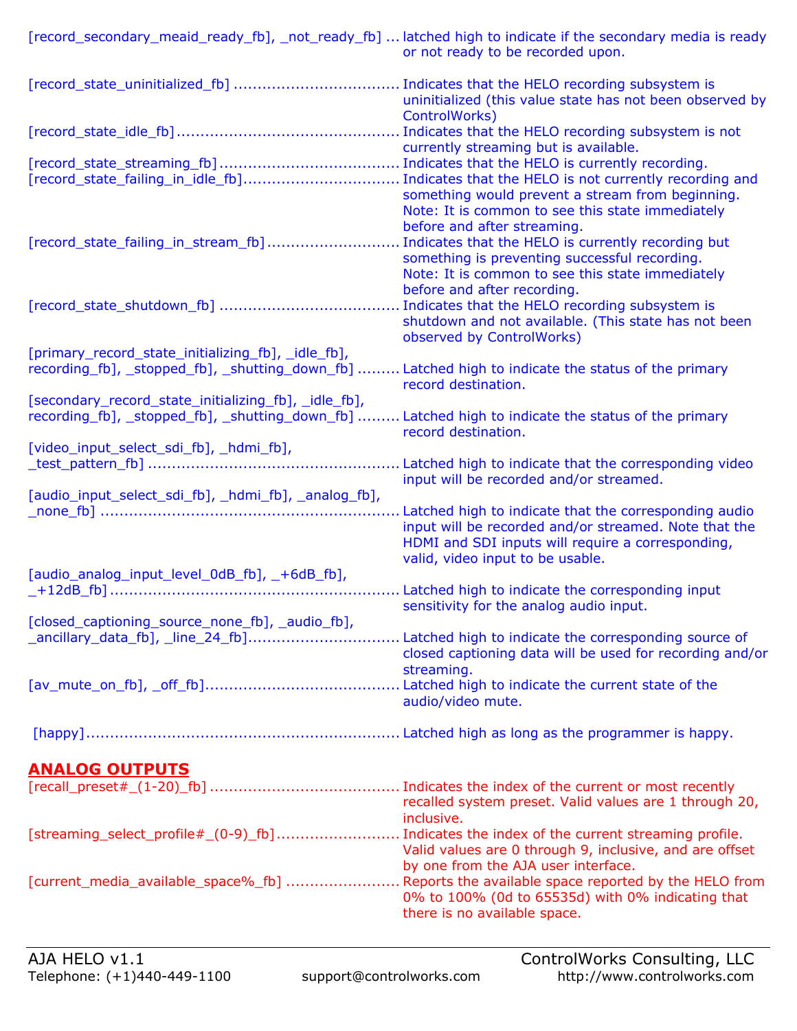[record_secondary_meaid_ready_fb], _not_ready_fb] ... latched high to indicate if the secondary media is ready or not ready to be recorded upon.

[record_state_uninitialized_fb] .................................. Indicates that the HELO recording subsystem is uninitialized (this value state has not been observed by ControlWorks)

[record_state_idle_fb] .............................................. Indicates that the HELO recording subsystem is not currently streaming but is available.

[record_state_streaming_fb] ..................................... Indicates that the HELO is currently recording.

[record_state_failing_in_idle_fb] ................................ Indicates that the HELO is not currently recording and something would prevent a stream from beginning. Note: It is common to see this state immediately before and after streaming.

[record_state_failing_in_stream_fb] ........................... Indicates that the HELO is currently recording but something is preventing successful recording. Note: It is common to see this state immediately before and after recording.

[record_state_shutdown_fb] ..................................... Indicates that the HELO recording subsystem is shutdown and not available. (This state has not been observed by ControlWorks)

[primary_record_state_initializing_fb], _idle_fb], recording_fb], _stopped_fb], _shutting_down_fb] ......... Latched high to indicate the status of the primary record destination.

[secondary_record_state_initializing_fb], _idle_fb], recording_fb], _stopped_fb], _shutting_down_fb] ......... Latched high to indicate the status of the primary record destination.

[video_input_select_sdi_fb], _hdmi_fb], _test_pattern_fb] .................................................... Latched high to indicate that the corresponding video input will be recorded and/or streamed.

[audio_input_select_sdi_fb], _hdmi_fb], _analog_fb], _none_fb] .............................................................. Latched high to indicate that the corresponding audio input will be recorded and/or streamed. Note that the HDMI and SDI inputs will require a corresponding, valid, video input to be usable.

[audio_analog_input_level_0dB_fb], _+6dB_fb], _+12dB_fb] ............................................................ Latched high to indicate the corresponding input sensitivity for the analog audio input.

[closed_captioning_source_none_fb], _audio_fb], _ancillary_data_fb], _line_24_fb] ................................ Latched high to indicate the corresponding source of closed captioning data will be used for recording and/or streaming.

[av_mute_on_fb], _off_fb] ........................................ Latched high to indicate the current state of the audio/video mute.

[happy] ................................................................ Latched high as long as the programmer is happy.

## ANALOG OUTPUTS

[recall_preset#_(1-20)_fb] ........................................ Indicates the index of the current or most recently recalled system preset. Valid values are 1 through 20, inclusive.

[streaming_select_profile#_(0-9)_fb] .......................... Indicates the index of the current streaming profile. Valid values are 0 through 9, inclusive, and are offset by one from the AJA user interface.

[current_media_available_space%_fb] ........................ Reports the available space reported by the HELO from 0% to 100% (0d to 65535d) with 0% indicating that there is no available space.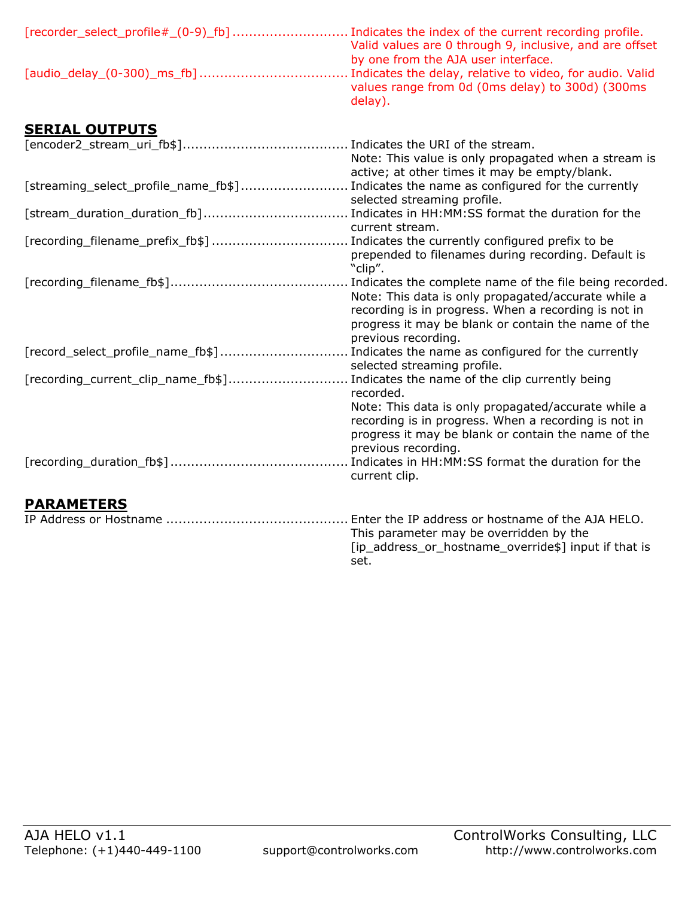[recorder_select_profile#_(0-9)_fb] ............................ Indicates the index of the current recording profile. Valid values are 0 through 9, inclusive, and are offset by one from the AJA user interface.

[audio_delay_(0-300)_ms_fb] .................................... Indicates the delay, relative to video, for audio. Valid values range from 0d (0ms delay) to 300d) (300ms delay).

## SERIAL OUTPUTS

[encoder2_stream_uri_fb$]........................................ Indicates the URI of the stream.
Note: This value is only propagated when a stream is active; at other times it may be empty/blank.

[streaming_select_profile_name_fb$].......................... Indicates the name as configured for the currently selected streaming profile.

[stream_duration_duration_fb]................................... Indicates in HH:MM:SS format the duration for the current stream.

[recording_filename_prefix_fb$] ................................. Indicates the currently configured prefix to be prepended to filenames during recording. Default is "clip".

[recording_filename_fb$]........................................... Indicates the complete name of the file being recorded.
Note: This data is only propagated/accurate while a recording is in progress. When a recording is not in progress it may be blank or contain the name of the previous recording.

[record_select_profile_name_fb$]............................... Indicates the name as configured for the currently selected streaming profile.

[recording_current_clip_name_fb$]............................. Indicates the name of the clip currently being recorded.
Note: This data is only propagated/accurate while a recording is in progress. When a recording is not in progress it may be blank or contain the name of the previous recording.

[recording_duration_fb$] ........................................... Indicates in HH:MM:SS format the duration for the current clip.

## PARAMETERS

IP Address or Hostname ............................................ Enter the IP address or hostname of the AJA HELO. This parameter may be overridden by the [ip_address_or_hostname_override$] input if that is set.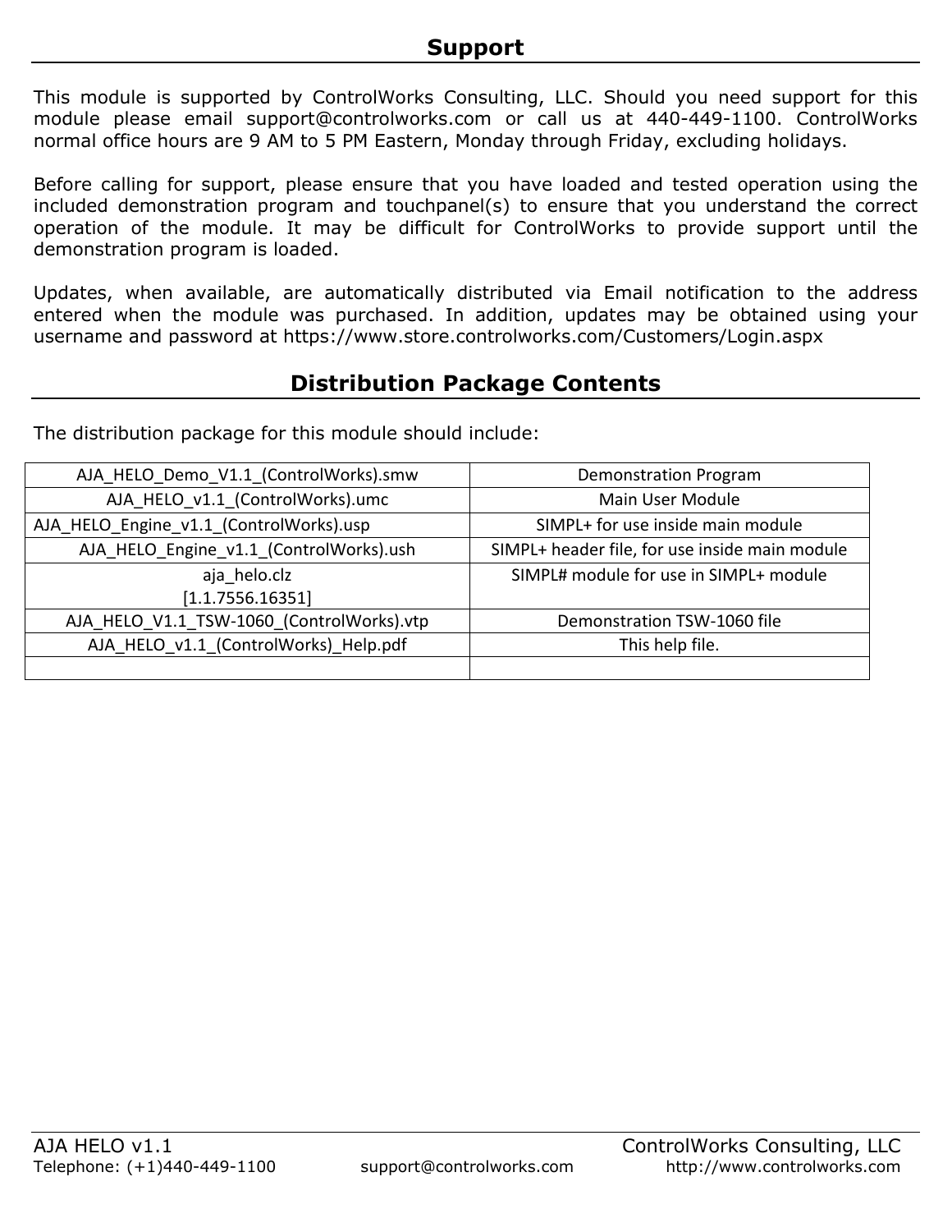## Support

This module is supported by ControlWorks Consulting, LLC. Should you need support for this module please email support@controlworks.com or call us at 440-449-1100. ControlWorks normal office hours are 9 AM to 5 PM Eastern, Monday through Friday, excluding holidays.

Before calling for support, please ensure that you have loaded and tested operation using the included demonstration program and touchpanel(s) to ensure that you understand the correct operation of the module. It may be difficult for ControlWorks to provide support until the demonstration program is loaded.

Updates, when available, are automatically distributed via Email notification to the address entered when the module was purchased. In addition, updates may be obtained using your username and password at https://www.store.controlworks.com/Customers/Login.aspx

## Distribution Package Contents

The distribution package for this module should include:

| | |
|---|---|
| AJA_HELO_Demo_V1.1_(ControlWorks).smw | Demonstration Program |
| AJA_HELO_v1.1_(ControlWorks).umc | Main User Module |
| AJA_HELO_Engine_v1.1_(ControlWorks).usp | SIMPL+ for use inside main module |
| AJA_HELO_Engine_v1.1_(ControlWorks).ush | SIMPL+ header file, for use inside main module |
| aja_helo.clz [1.1.7556.16351] | SIMPL# module for use in SIMPL+ module |
| AJA_HELO_V1.1_TSW-1060_(ControlWorks).vtp | Demonstration TSW-1060 file |
| AJA_HELO_v1.1_(ControlWorks)_Help.pdf | This help file. |
| | |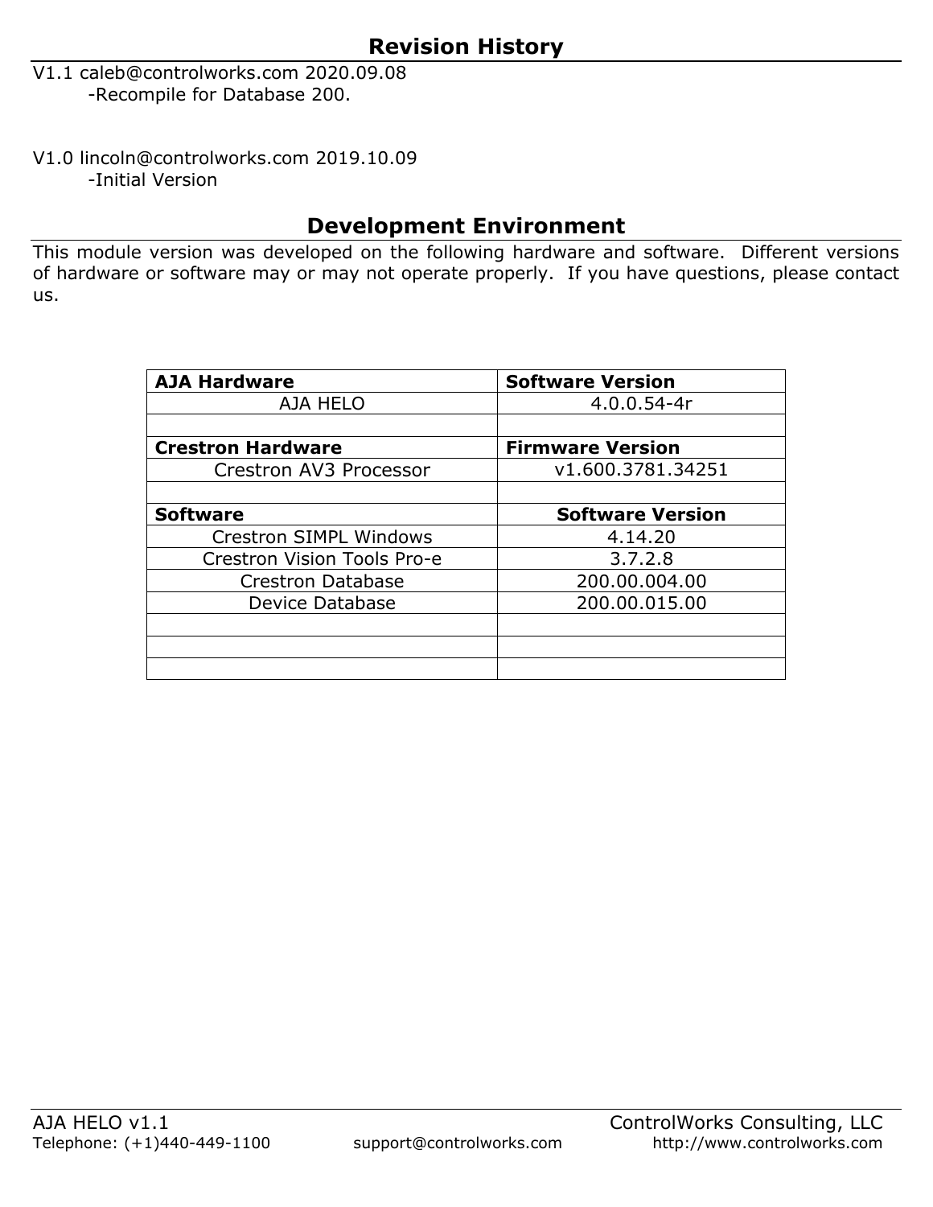## Revision History

V1.1 caleb@controlworks.com 2020.09.08
    -Recompile for Database 200.

V1.0 lincoln@controlworks.com 2019.10.09
    -Initial Version

## Development Environment

This module version was developed on the following hardware and software. Different versions of hardware or software may or may not operate properly. If you have questions, please contact us.

| **AJA Hardware** | **Software Version** |
|---|---|
| AJA HELO | 4.0.0.54-4r |
| | |
| **Crestron Hardware** | **Firmware Version** |
| Crestron AV3 Processor | v1.600.3781.34251 |
| | |
| **Software** | **Software Version** |
| Crestron SIMPL Windows | 4.14.20 |
| Crestron Vision Tools Pro-e | 3.7.2.8 |
| Crestron Database | 200.00.004.00 |
| Device Database | 200.00.015.00 |
| | |
| | |
| | |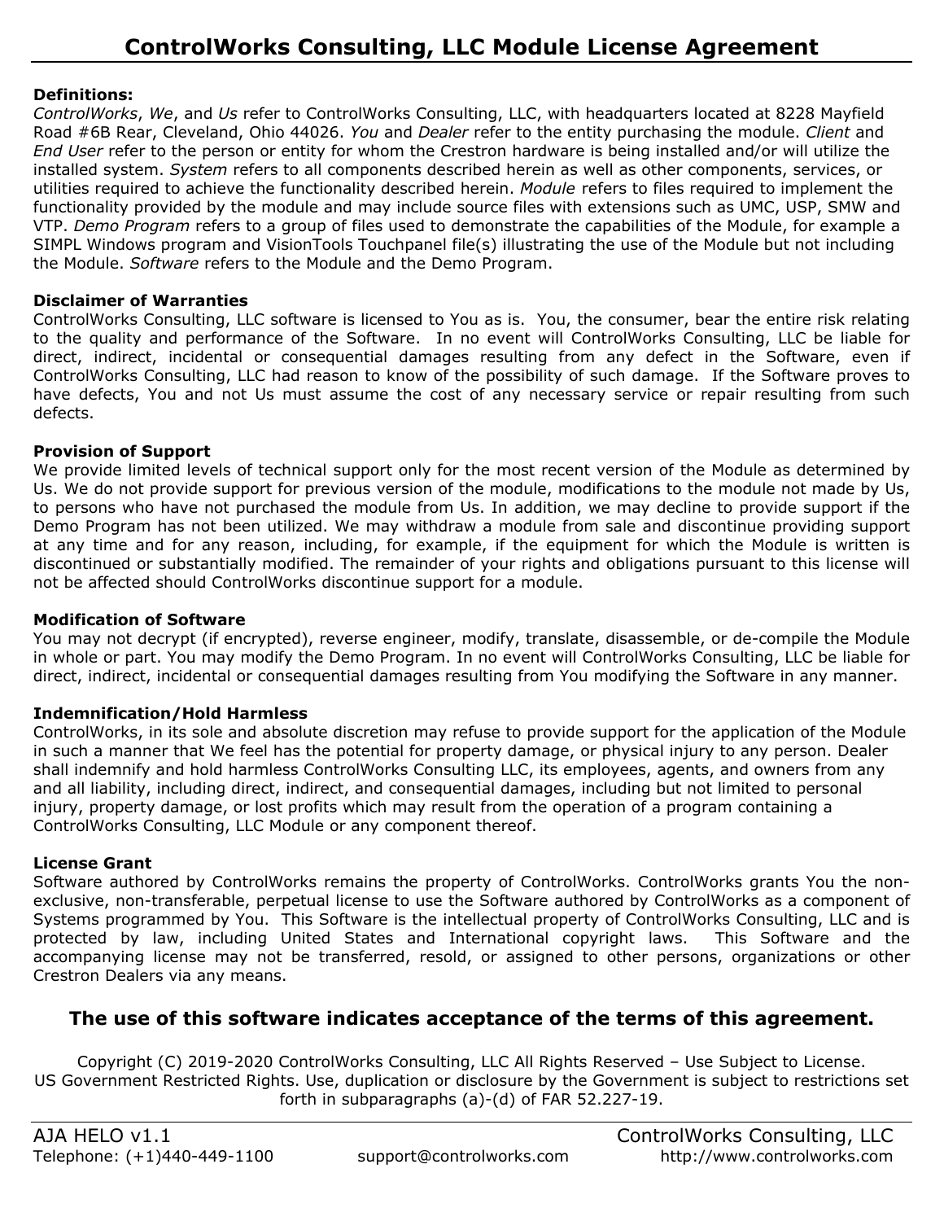# ControlWorks Consulting, LLC Module License Agreement

**Definitions:**
*ControlWorks*, *We*, and *Us* refer to ControlWorks Consulting, LLC, with headquarters located at 8228 Mayfield Road #6B Rear, Cleveland, Ohio 44026. *You* and *Dealer* refer to the entity purchasing the module. *Client* and *End User* refer to the person or entity for whom the Crestron hardware is being installed and/or will utilize the installed system. *System* refers to all components described herein as well as other components, services, or utilities required to achieve the functionality described herein. *Module* refers to files required to implement the functionality provided by the module and may include source files with extensions such as UMC, USP, SMW and VTP. *Demo Program* refers to a group of files used to demonstrate the capabilities of the Module, for example a SIMPL Windows program and VisionTools Touchpanel file(s) illustrating the use of the Module but not including the Module. *Software* refers to the Module and the Demo Program.

**Disclaimer of Warranties**
ControlWorks Consulting, LLC software is licensed to You as is. You, the consumer, bear the entire risk relating to the quality and performance of the Software. In no event will ControlWorks Consulting, LLC be liable for direct, indirect, incidental or consequential damages resulting from any defect in the Software, even if ControlWorks Consulting, LLC had reason to know of the possibility of such damage. If the Software proves to have defects, You and not Us must assume the cost of any necessary service or repair resulting from such defects.

**Provision of Support**
We provide limited levels of technical support only for the most recent version of the Module as determined by Us. We do not provide support for previous version of the module, modifications to the module not made by Us, to persons who have not purchased the module from Us. In addition, we may decline to provide support if the Demo Program has not been utilized. We may withdraw a module from sale and discontinue providing support at any time and for any reason, including, for example, if the equipment for which the Module is written is discontinued or substantially modified. The remainder of your rights and obligations pursuant to this license will not be affected should ControlWorks discontinue support for a module.

**Modification of Software**
You may not decrypt (if encrypted), reverse engineer, modify, translate, disassemble, or de-compile the Module in whole or part. You may modify the Demo Program. In no event will ControlWorks Consulting, LLC be liable for direct, indirect, incidental or consequential damages resulting from You modifying the Software in any manner.

**Indemnification/Hold Harmless**
ControlWorks, in its sole and absolute discretion may refuse to provide support for the application of the Module in such a manner that We feel has the potential for property damage, or physical injury to any person. Dealer shall indemnify and hold harmless ControlWorks Consulting LLC, its employees, agents, and owners from any and all liability, including direct, indirect, and consequential damages, including but not limited to personal injury, property damage, or lost profits which may result from the operation of a program containing a ControlWorks Consulting, LLC Module or any component thereof.

**License Grant**
Software authored by ControlWorks remains the property of ControlWorks. ControlWorks grants You the non-exclusive, non-transferable, perpetual license to use the Software authored by ControlWorks as a component of Systems programmed by You. This Software is the intellectual property of ControlWorks Consulting, LLC and is protected by law, including United States and International copyright laws. This Software and the accompanying license may not be transferred, resold, or assigned to other persons, organizations or other Crestron Dealers via any means.

## The use of this software indicates acceptance of the terms of this agreement.

Copyright (C) 2019-2020 ControlWorks Consulting, LLC All Rights Reserved – Use Subject to License.
US Government Restricted Rights. Use, duplication or disclosure by the Government is subject to restrictions set forth in subparagraphs (a)-(d) of FAR 52.227-19.